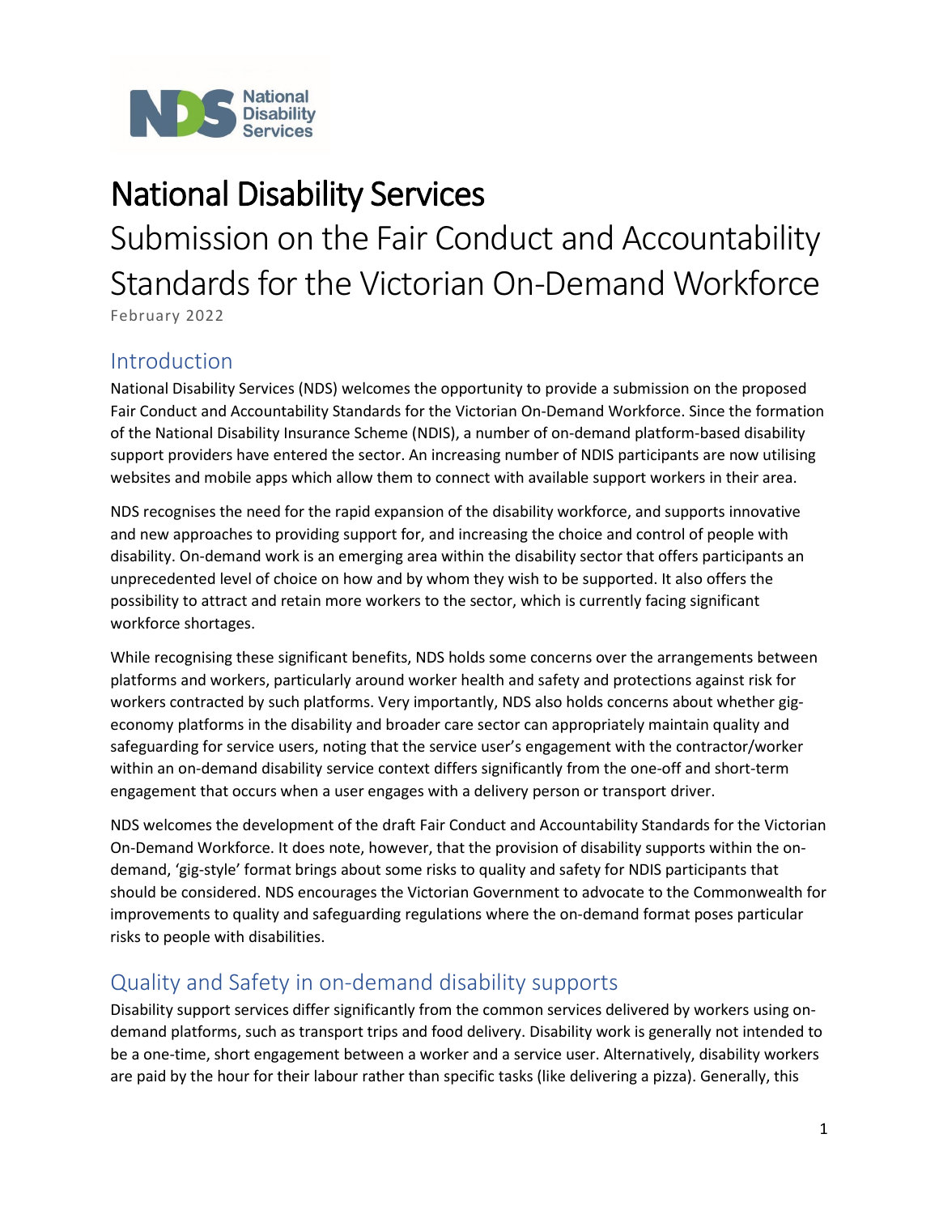# National Disability Services

Submission on the Fair Conduct and Accountability Standards for the Victorian On-Demand Workforce

February 2022

## Introduction

National Disability Services (NDS) welcomes the opportunity to provide a submission on the proposed Fair Conduct and Accountability Standards for the Victorian On-Demand Workforce. Since the formation of the National Disability Insurance Scheme (NDIS), a number of on-demand platform-based disability support providers have entered the sector. An increasing number of NDIS participants are now utilising websites and mobile apps which allow them to connect with available support workers in their area.

NDS recognises the need for the rapid expansion of the disability workforce, and supports innovative and new approaches to providing support for, and increasing the choice and control of people with disability. On-demand work is an emerging area within the disability sector that offers participants an unprecedented level of choice on how and by whom they wish to be supported. It also offers the possibility to attract and retain more workers to the sector, which is currently facing significant workforce shortages.

While recognising these significant benefits, NDS holds some concerns over the arrangements between platforms and workers, particularly around worker health and safety and protections against risk for workers contracted by such platforms. Very importantly, NDS also holds concerns about whether gig-economy platforms in the disability and broader care sector can appropriately maintain quality and safeguarding for service users, noting that the service user's engagement with the contractor/worker within an on-demand disability service context differs significantly from the one-off and short-term engagement that occurs when a user engages with a delivery person or transport driver.

NDS welcomes the development of the draft Fair Conduct and Accountability Standards for the Victorian On-Demand Workforce. It does note, however, that the provision of disability supports within the on-demand, 'gig-style' format brings about some risks to quality and safety for NDIS participants that should be considered. NDS encourages the Victorian Government to advocate to the Commonwealth for improvements to quality and safeguarding regulations where the on-demand format poses particular risks to people with disabilities.

## Quality and Safety in on-demand disability supports

Disability support services differ significantly from the common services delivered by workers using on-demand platforms, such as transport trips and food delivery. Disability work is generally not intended to be a one-time, short engagement between a worker and a service user. Alternatively, disability workers are paid by the hour for their labour rather than specific tasks (like delivering a pizza). Generally, this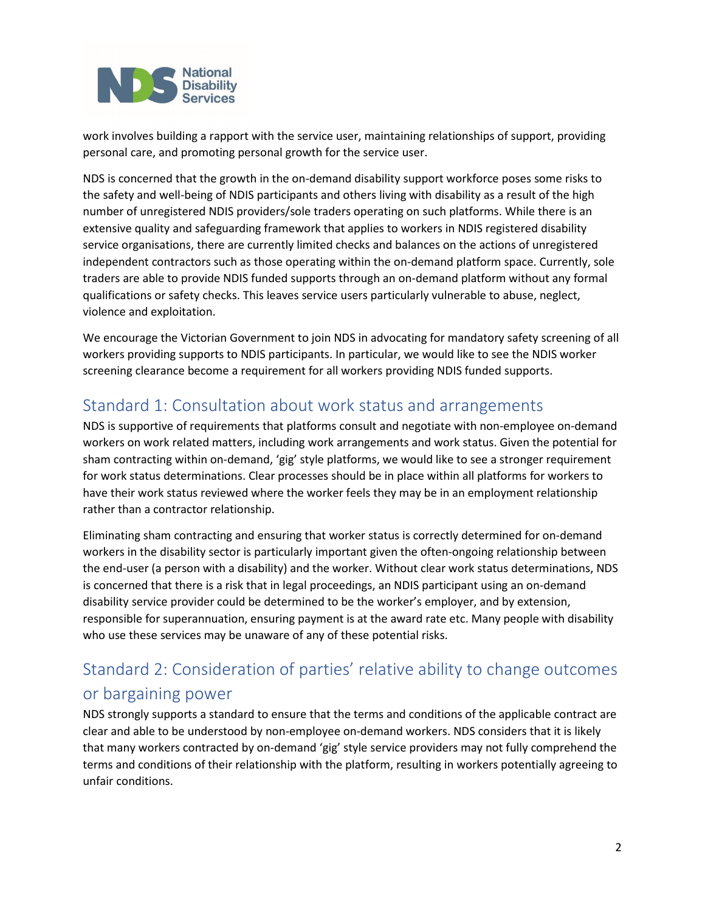work involves building a rapport with the service user, maintaining relationships of support, providing personal care, and promoting personal growth for the service user.

NDS is concerned that the growth in the on-demand disability support workforce poses some risks to the safety and well-being of NDIS participants and others living with disability as a result of the high number of unregistered NDIS providers/sole traders operating on such platforms. While there is an extensive quality and safeguarding framework that applies to workers in NDIS registered disability service organisations, there are currently limited checks and balances on the actions of unregistered independent contractors such as those operating within the on-demand platform space. Currently, sole traders are able to provide NDIS funded supports through an on-demand platform without any formal qualifications or safety checks. This leaves service users particularly vulnerable to abuse, neglect, violence and exploitation.

We encourage the Victorian Government to join NDS in advocating for mandatory safety screening of all workers providing supports to NDIS participants. In particular, we would like to see the NDIS worker screening clearance become a requirement for all workers providing NDIS funded supports.

## Standard 1: Consultation about work status and arrangements

NDS is supportive of requirements that platforms consult and negotiate with non-employee on-demand workers on work related matters, including work arrangements and work status. Given the potential for sham contracting within on-demand, 'gig' style platforms, we would like to see a stronger requirement for work status determinations. Clear processes should be in place within all platforms for workers to have their work status reviewed where the worker feels they may be in an employment relationship rather than a contractor relationship.

Eliminating sham contracting and ensuring that worker status is correctly determined for on-demand workers in the disability sector is particularly important given the often-ongoing relationship between the end-user (a person with a disability) and the worker. Without clear work status determinations, NDS is concerned that there is a risk that in legal proceedings, an NDIS participant using an on-demand disability service provider could be determined to be the worker's employer, and by extension, responsible for superannuation, ensuring payment is at the award rate etc. Many people with disability who use these services may be unaware of any of these potential risks.

## Standard 2: Consideration of parties' relative ability to change outcomes or bargaining power

NDS strongly supports a standard to ensure that the terms and conditions of the applicable contract are clear and able to be understood by non-employee on-demand workers. NDS considers that it is likely that many workers contracted by on-demand 'gig' style service providers may not fully comprehend the terms and conditions of their relationship with the platform, resulting in workers potentially agreeing to unfair conditions.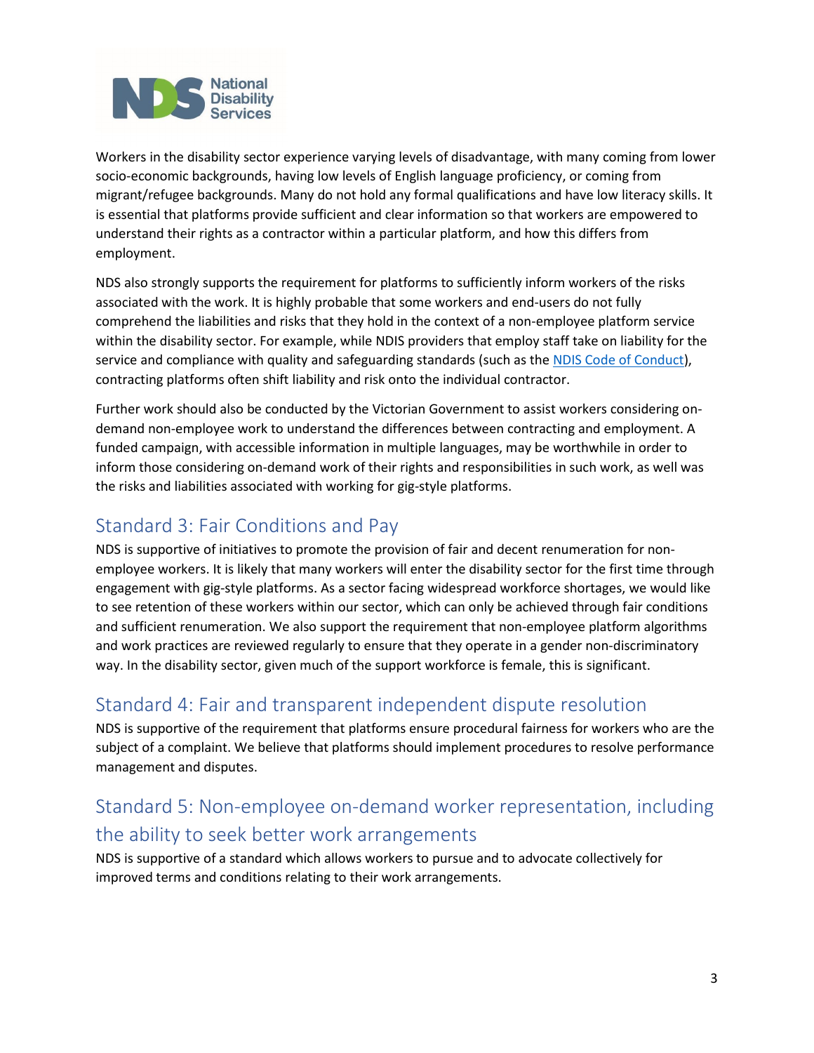Workers in the disability sector experience varying levels of disadvantage, with many coming from lower socio-economic backgrounds, having low levels of English language proficiency, or coming from migrant/refugee backgrounds. Many do not hold any formal qualifications and have low literacy skills. It is essential that platforms provide sufficient and clear information so that workers are empowered to understand their rights as a contractor within a particular platform, and how this differs from employment.

NDS also strongly supports the requirement for platforms to sufficiently inform workers of the risks associated with the work. It is highly probable that some workers and end-users do not fully comprehend the liabilities and risks that they hold in the context of a non-employee platform service within the disability sector. For example, while NDIS providers that employ staff take on liability for the service and compliance with quality and safeguarding standards (such as the NDIS Code of Conduct), contracting platforms often shift liability and risk onto the individual contractor.

Further work should also be conducted by the Victorian Government to assist workers considering on-demand non-employee work to understand the differences between contracting and employment. A funded campaign, with accessible information in multiple languages, may be worthwhile in order to inform those considering on-demand work of their rights and responsibilities in such work, as well was the risks and liabilities associated with working for gig-style platforms.

## Standard 3: Fair Conditions and Pay

NDS is supportive of initiatives to promote the provision of fair and decent renumeration for non-employee workers. It is likely that many workers will enter the disability sector for the first time through engagement with gig-style platforms. As a sector facing widespread workforce shortages, we would like to see retention of these workers within our sector, which can only be achieved through fair conditions and sufficient renumeration. We also support the requirement that non-employee platform algorithms and work practices are reviewed regularly to ensure that they operate in a gender non-discriminatory way. In the disability sector, given much of the support workforce is female, this is significant.

## Standard 4: Fair and transparent independent dispute resolution

NDS is supportive of the requirement that platforms ensure procedural fairness for workers who are the subject of a complaint. We believe that platforms should implement procedures to resolve performance management and disputes.

## Standard 5: Non-employee on-demand worker representation, including the ability to seek better work arrangements

NDS is supportive of a standard which allows workers to pursue and to advocate collectively for improved terms and conditions relating to their work arrangements.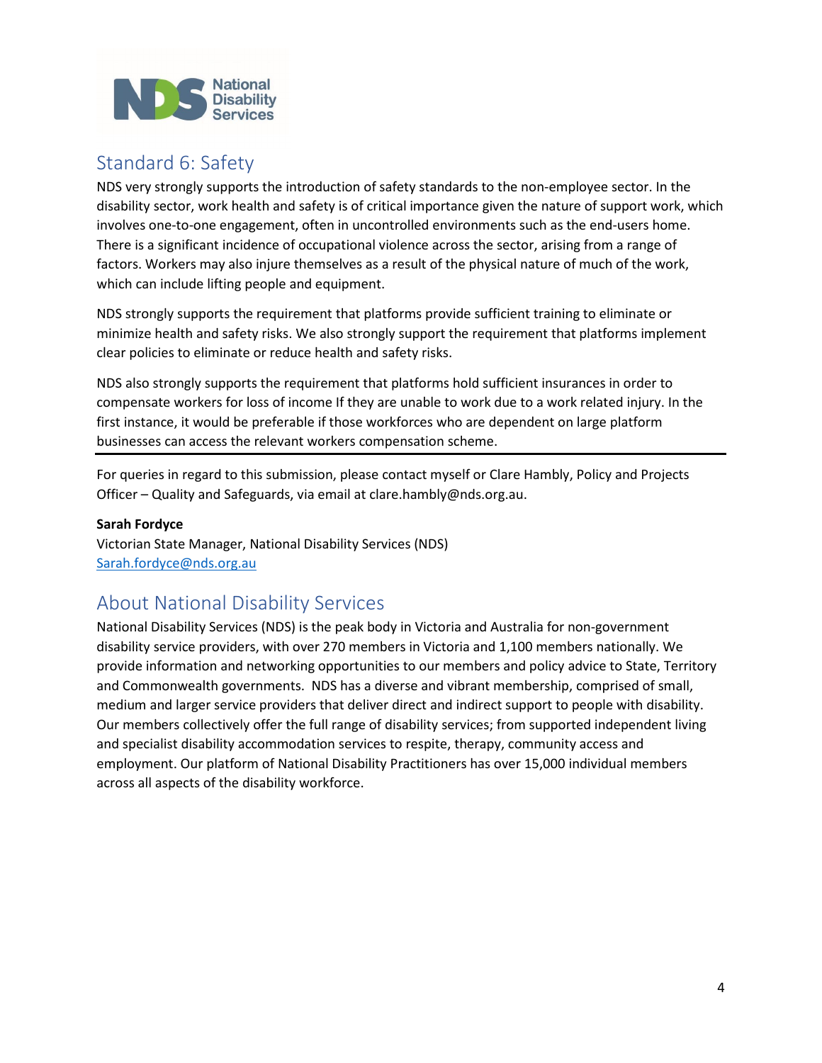## Standard 6: Safety

NDS very strongly supports the introduction of safety standards to the non-employee sector. In the disability sector, work health and safety is of critical importance given the nature of support work, which involves one-to-one engagement, often in uncontrolled environments such as the end-users home. There is a significant incidence of occupational violence across the sector, arising from a range of factors. Workers may also injure themselves as a result of the physical nature of much of the work, which can include lifting people and equipment.

NDS strongly supports the requirement that platforms provide sufficient training to eliminate or minimize health and safety risks. We also strongly support the requirement that platforms implement clear policies to eliminate or reduce health and safety risks.

NDS also strongly supports the requirement that platforms hold sufficient insurances in order to compensate workers for loss of income If they are unable to work due to a work related injury. In the first instance, it would be preferable if those workforces who are dependent on large platform businesses can access the relevant workers compensation scheme.

---

For queries in regard to this submission, please contact myself or Clare Hambly, Policy and Projects Officer – Quality and Safeguards, via email at clare.hambly@nds.org.au.

**Sarah Fordyce**
Victorian State Manager, National Disability Services (NDS)
Sarah.fordyce@nds.org.au

## About National Disability Services

National Disability Services (NDS) is the peak body in Victoria and Australia for non-government disability service providers, with over 270 members in Victoria and 1,100 members nationally. We provide information and networking opportunities to our members and policy advice to State, Territory and Commonwealth governments. NDS has a diverse and vibrant membership, comprised of small, medium and larger service providers that deliver direct and indirect support to people with disability. Our members collectively offer the full range of disability services; from supported independent living and specialist disability accommodation services to respite, therapy, community access and employment. Our platform of National Disability Practitioners has over 15,000 individual members across all aspects of the disability workforce.